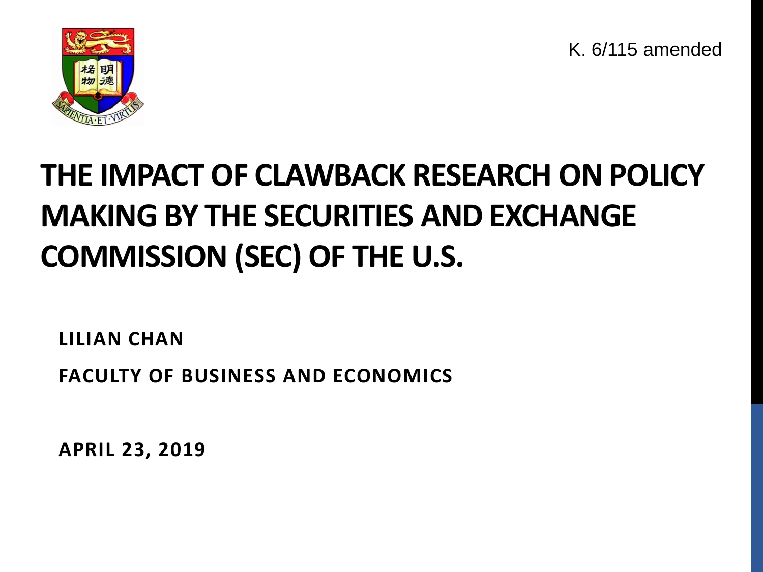K. 6/115 amended

# THE IMPACT OF CLAWBACK RESEARCH ON POLICY MAKING BY THE SECURITIES AND EXCHANGE COMMISSION (SEC) OF THE U.S.

**LILIAN CHAN**

**FACULTY OF BUSINESS AND ECONOMICS**

**APRIL 23, 2019**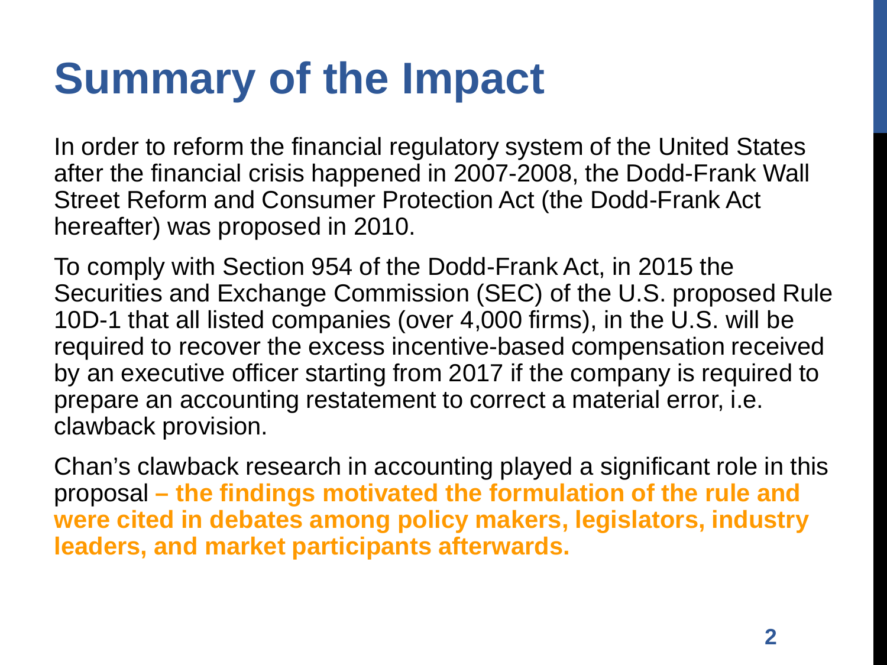# Summary of the Impact

In order to reform the financial regulatory system of the United States after the financial crisis happened in 2007-2008, the Dodd-Frank Wall Street Reform and Consumer Protection Act (the Dodd-Frank Act hereafter) was proposed in 2010.

To comply with Section 954 of the Dodd-Frank Act, in 2015 the Securities and Exchange Commission (SEC) of the U.S. proposed Rule 10D-1 that all listed companies (over 4,000 firms), in the U.S. will be required to recover the excess incentive-based compensation received by an executive officer starting from 2017 if the company is required to prepare an accounting restatement to correct a material error, i.e. clawback provision.

Chan's clawback research in accounting played a significant role in this proposal **– the findings motivated the formulation of the rule and were cited in debates among policy makers, legislators, industry leaders, and market participants afterwards.**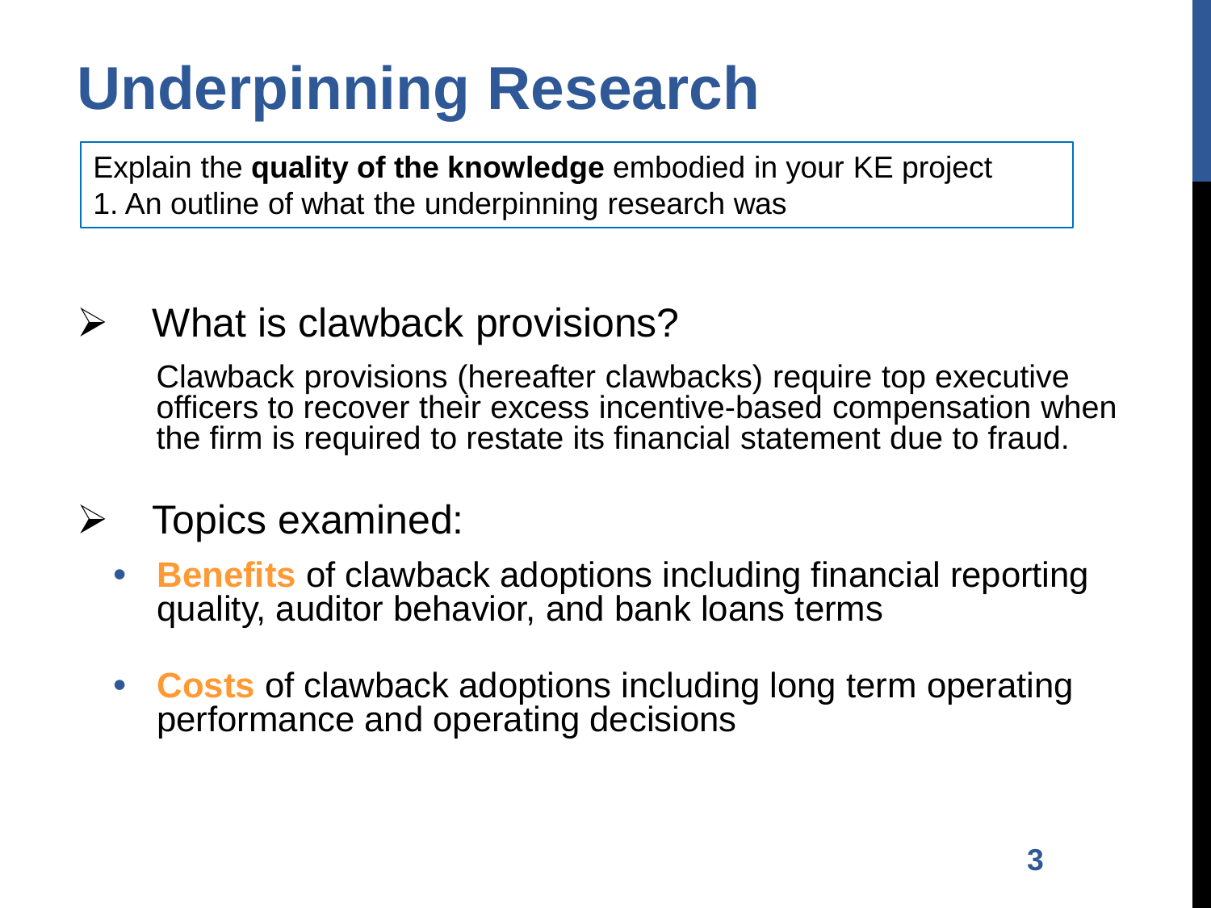# Underpinning Research

Explain the **quality of the knowledge** embodied in your KE project
1. An outline of what the underpinning research was

- What is clawback provisions?

  Clawback provisions (hereafter clawbacks) require top executive officers to recover their excess incentive-based compensation when the firm is required to restate its financial statement due to fraud.

- Topics examined:
  - **Benefits** of clawback adoptions including financial reporting quality, auditor behavior, and bank loans terms
  - **Costs** of clawback adoptions including long term operating performance and operating decisions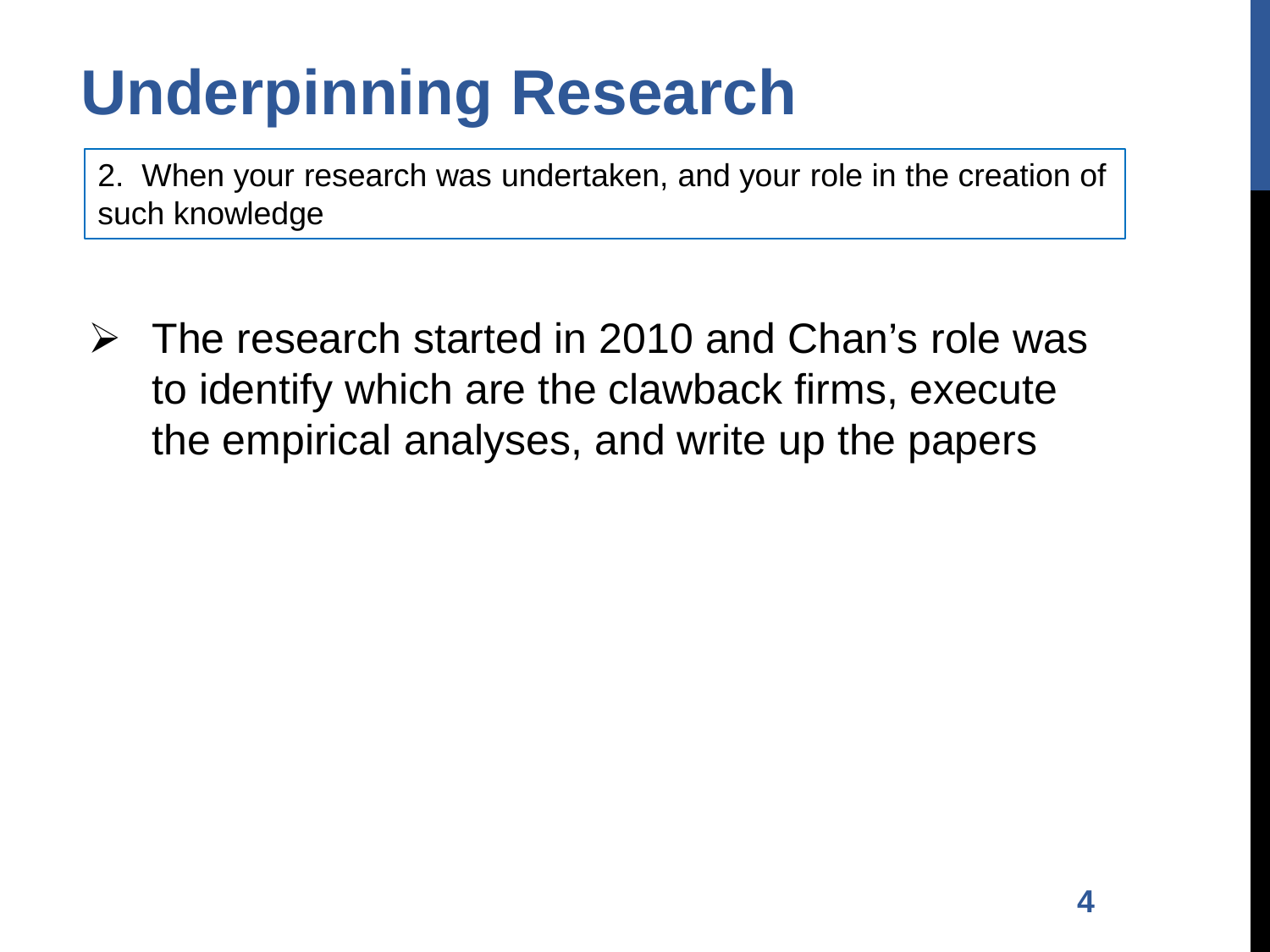# Underpinning Research

2. When your research was undertaken, and your role in the creation of such knowledge

- The research started in 2010 and Chan's role was to identify which are the clawback firms, execute the empirical analyses, and write up the papers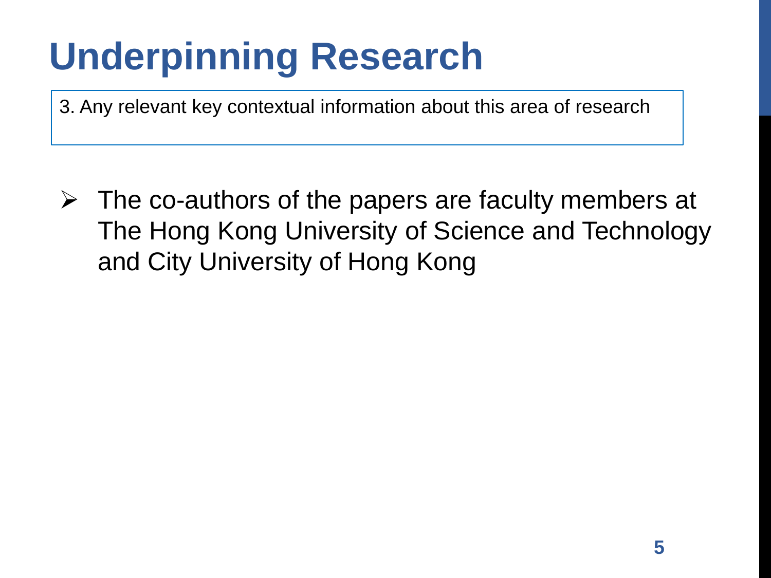# Underpinning Research

3. Any relevant key contextual information about this area of research

- The co-authors of the papers are faculty members at The Hong Kong University of Science and Technology and City University of Hong Kong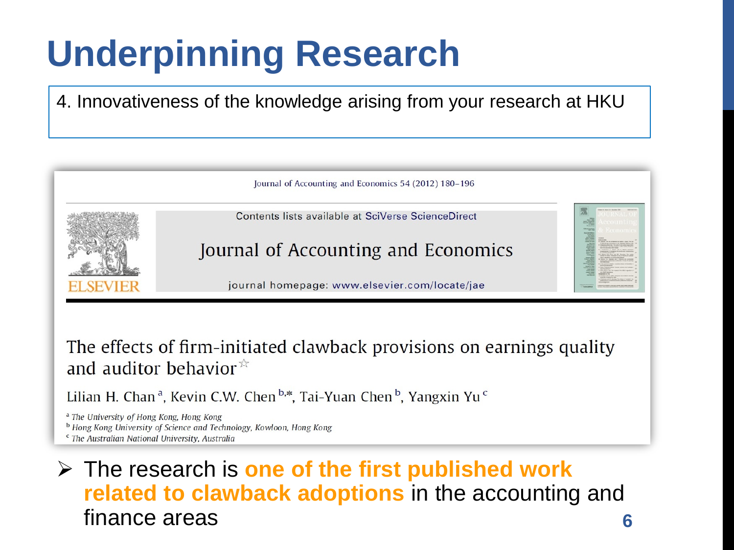# Underpinning Research

4. Innovativeness of the knowledge arising from your research at HKU

Journal of Accounting and Economics 54 (2012) 180–196

Contents lists available at SciVerse ScienceDirect

Journal of Accounting and Economics

journal homepage: www.elsevier.com/locate/jae

The effects of firm-initiated clawback provisions on earnings quality and auditor behavior☆

Lilian H. Chan[a], Kevin C.W. Chen[b,*], Tai-Yuan Chen[b], Yangxin Yu[c]

[a] *The University of Hong Kong, Hong Kong*
[b] *Hong Kong University of Science and Technology, Kowloon, Hong Kong*
[c] *The Australian National University, Australia*

- The research is **one of the first published work related to clawback adoptions** in the accounting and finance areas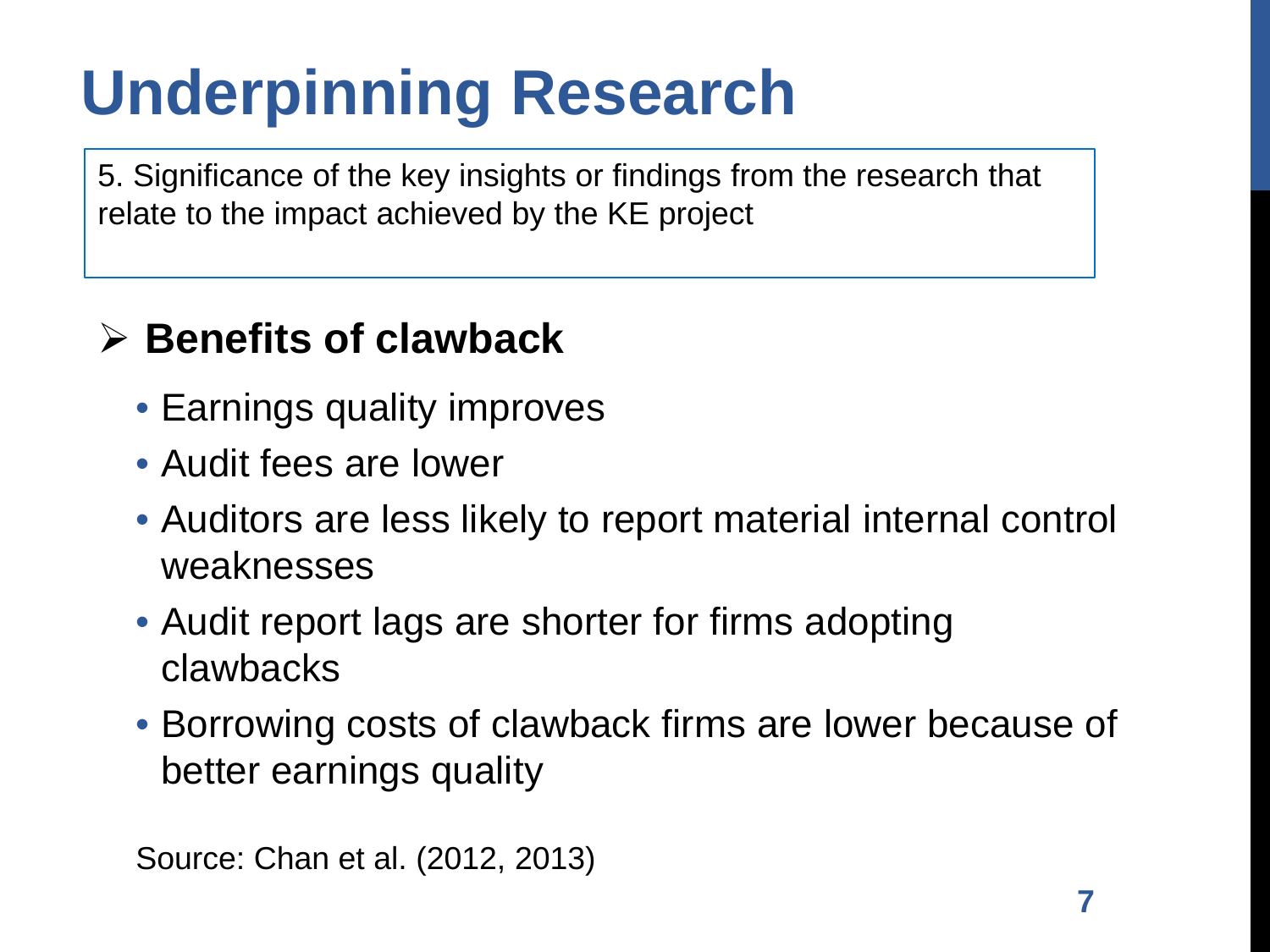# Underpinning Research

5. Significance of the key insights or findings from the research that relate to the impact achieved by the KE project

- **Benefits of clawback**
  - Earnings quality improves
  - Audit fees are lower
  - Auditors are less likely to report material internal control weaknesses
  - Audit report lags are shorter for firms adopting clawbacks
  - Borrowing costs of clawback firms are lower because of better earnings quality

Source: Chan et al. (2012, 2013)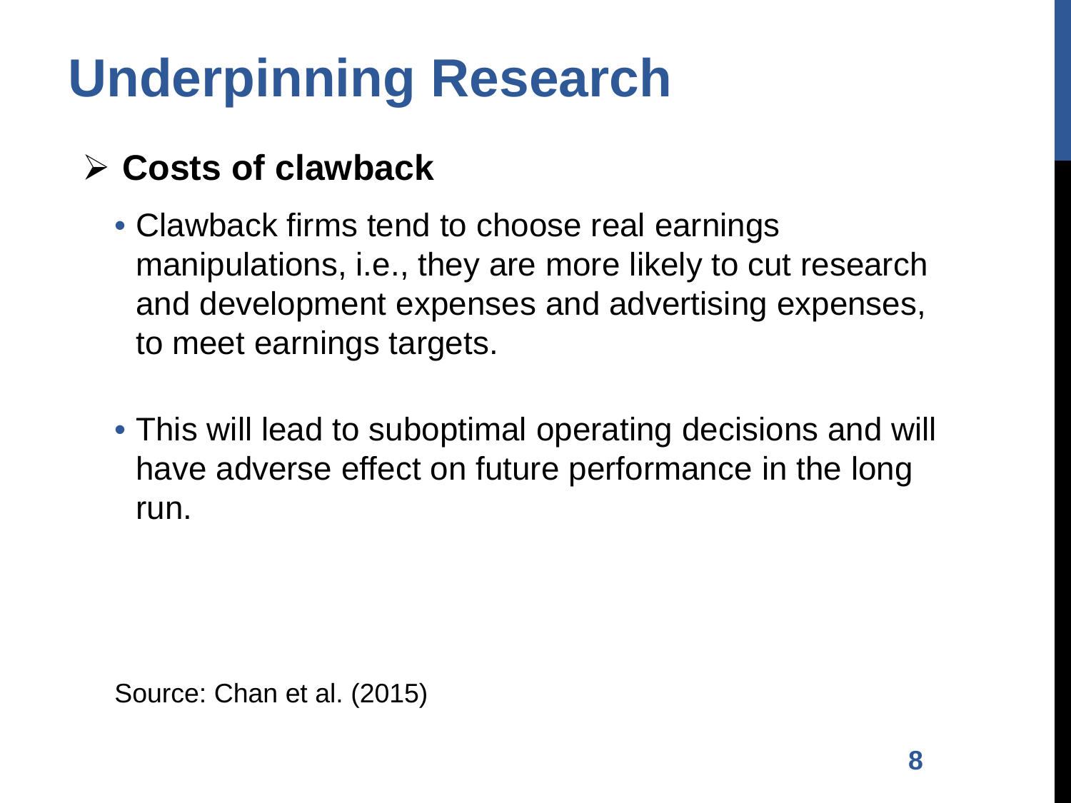# Underpinning Research

- **Costs of clawback**
  - Clawback firms tend to choose real earnings manipulations, i.e., they are more likely to cut research and development expenses and advertising expenses, to meet earnings targets.
  - This will lead to suboptimal operating decisions and will have adverse effect on future performance in the long run.

Source: Chan et al. (2015)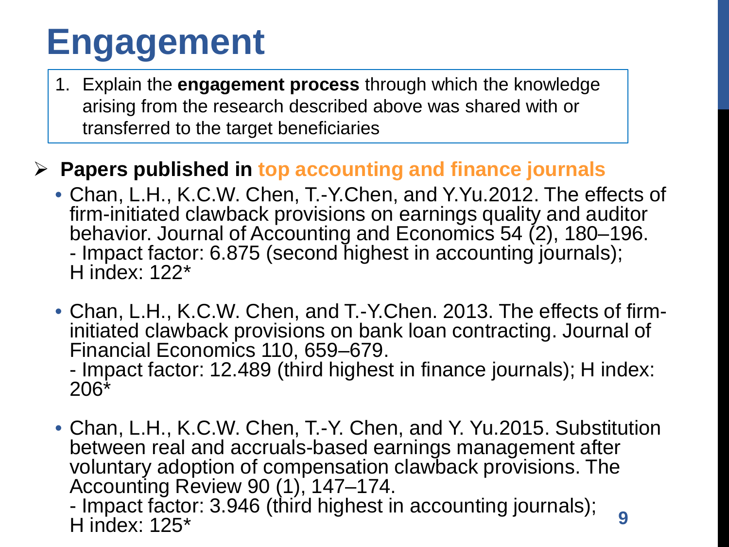# Engagement

1. Explain the **engagement process** through which the knowledge arising from the research described above was shared with or transferred to the target beneficiaries

- **Papers published in top accounting and finance journals**
  - Chan, L.H., K.C.W. Chen, T.-Y.Chen, and Y.Yu.2012. The effects of firm-initiated clawback provisions on earnings quality and auditor behavior. Journal of Accounting and Economics 54 (2), 180–196.
    - Impact factor: 6.875 (second highest in accounting journals); H index: 122*
  - Chan, L.H., K.C.W. Chen, and T.-Y.Chen. 2013. The effects of firm-initiated clawback provisions on bank loan contracting. Journal of Financial Economics 110, 659–679.
    - Impact factor: 12.489 (third highest in finance journals); H index: 206*
  - Chan, L.H., K.C.W. Chen, T.-Y. Chen, and Y. Yu.2015. Substitution between real and accruals-based earnings management after voluntary adoption of compensation clawback provisions. The Accounting Review 90 (1), 147–174.
    - Impact factor: 3.946 (third highest in accounting journals); H index: 125*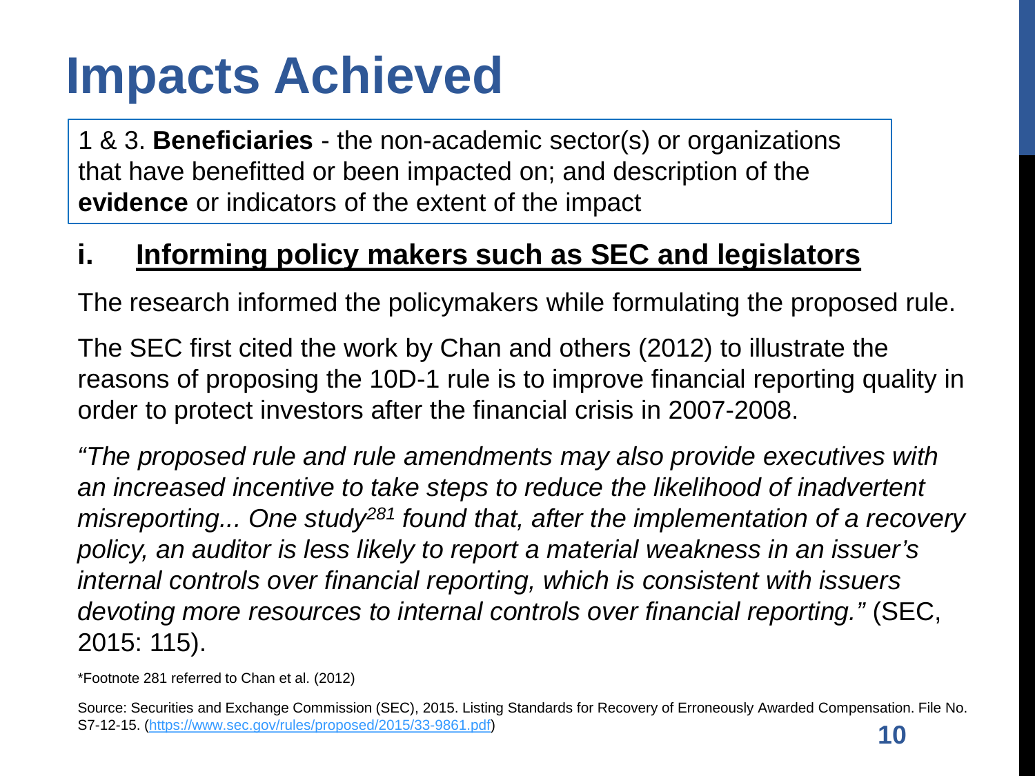# Impacts Achieved

1 & 3. **Beneficiaries** - the non-academic sector(s) or organizations that have benefitted or been impacted on; and description of the **evidence** or indicators of the extent of the impact

## i. Informing policy makers such as SEC and legislators

The research informed the policymakers while formulating the proposed rule.

The SEC first cited the work by Chan and others (2012) to illustrate the reasons of proposing the 10D-1 rule is to improve financial reporting quality in order to protect investors after the financial crisis in 2007-2008.

*"The proposed rule and rule amendments may also provide executives with an increased incentive to take steps to reduce the likelihood of inadvertent misreporting... One study[281] found that, after the implementation of a recovery policy, an auditor is less likely to report a material weakness in an issuer's internal controls over financial reporting, which is consistent with issuers devoting more resources to internal controls over financial reporting."* (SEC, 2015: 115).

*Footnote 281 referred to Chan et al. (2012)

Source: Securities and Exchange Commission (SEC), 2015. Listing Standards for Recovery of Erroneously Awarded Compensation. File No. S7-12-15. (https://www.sec.gov/rules/proposed/2015/33-9861.pdf)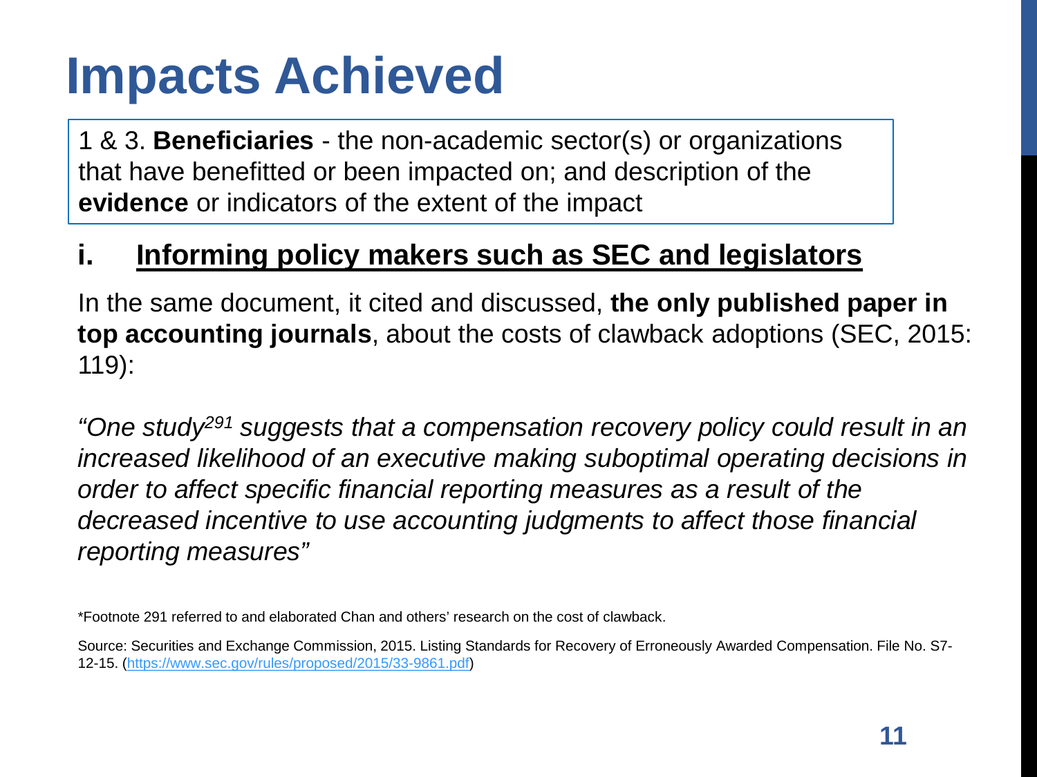# Impacts Achieved

1 & 3. **Beneficiaries** - the non-academic sector(s) or organizations that have benefitted or been impacted on; and description of the **evidence** or indicators of the extent of the impact

## i. Informing policy makers such as SEC and legislators

In the same document, it cited and discussed, **the only published paper in top accounting journals**, about the costs of clawback adoptions (SEC, 2015: 119):

*"One study[291] suggests that a compensation recovery policy could result in an increased likelihood of an executive making suboptimal operating decisions in order to affect specific financial reporting measures as a result of the decreased incentive to use accounting judgments to affect those financial reporting measures"*

*Footnote 291 referred to and elaborated Chan and others' research on the cost of clawback.

Source: Securities and Exchange Commission, 2015. Listing Standards for Recovery of Erroneously Awarded Compensation. File No. S7-12-15. (https://www.sec.gov/rules/proposed/2015/33-9861.pdf)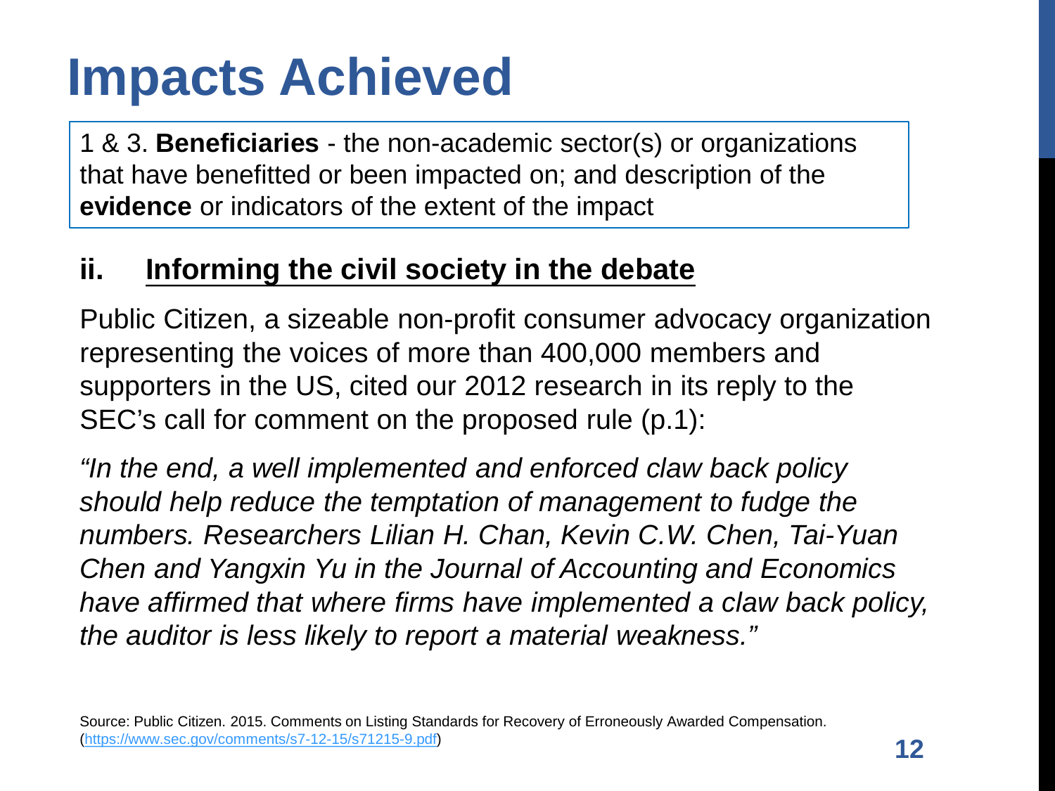# Impacts Achieved

1 & 3. **Beneficiaries** - the non-academic sector(s) or organizations that have benefitted or been impacted on; and description of the **evidence** or indicators of the extent of the impact

## ii. Informing the civil society in the debate

Public Citizen, a sizeable non-profit consumer advocacy organization representing the voices of more than 400,000 members and supporters in the US, cited our 2012 research in its reply to the SEC's call for comment on the proposed rule (p.1):

*"In the end, a well implemented and enforced claw back policy should help reduce the temptation of management to fudge the numbers. Researchers Lilian H. Chan, Kevin C.W. Chen, Tai-Yuan Chen and Yangxin Yu in the Journal of Accounting and Economics have affirmed that where firms have implemented a claw back policy, the auditor is less likely to report a material weakness."*

Source: Public Citizen. 2015. Comments on Listing Standards for Recovery of Erroneously Awarded Compensation. (https://www.sec.gov/comments/s7-12-15/s71215-9.pdf)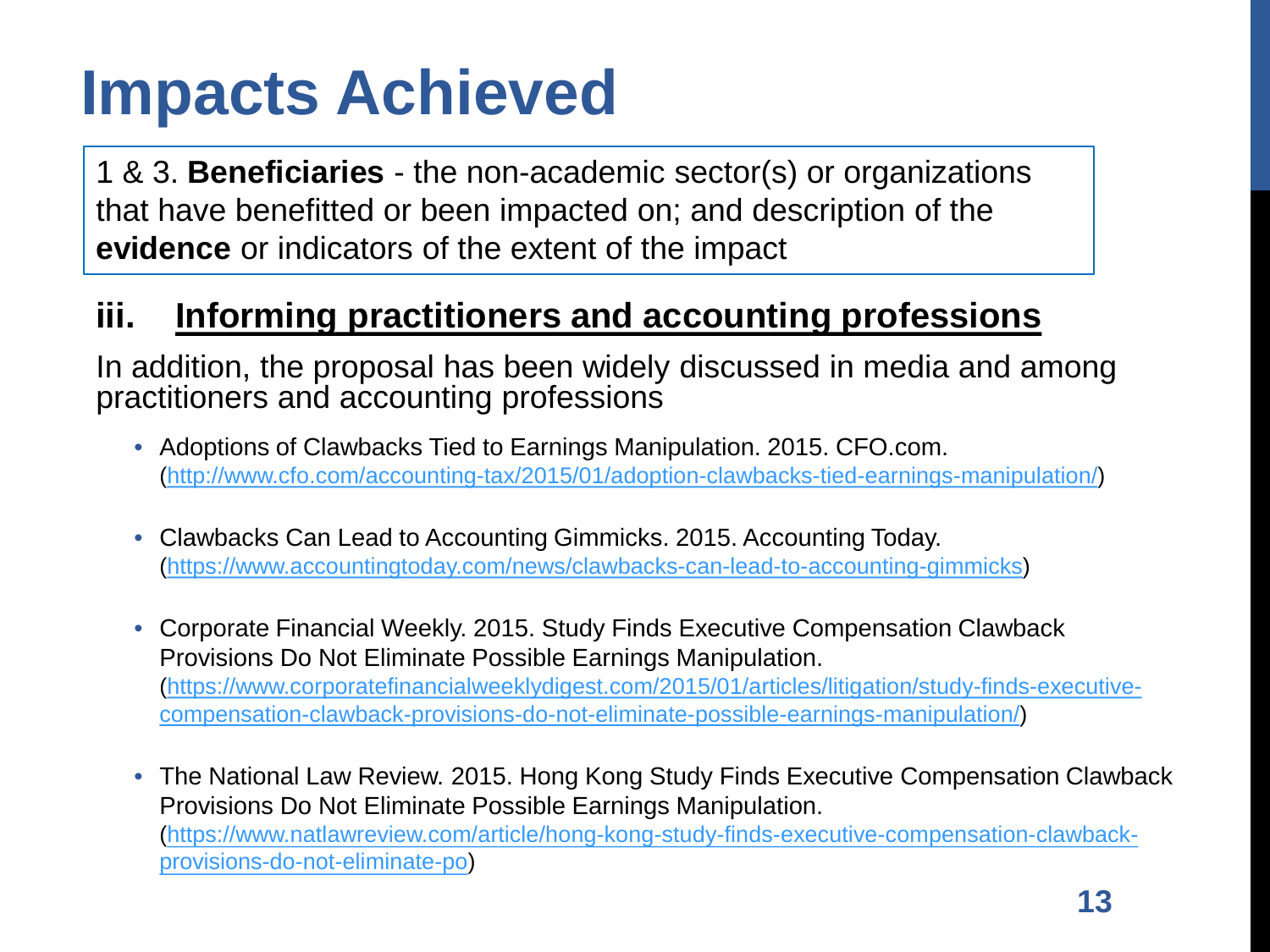# Impacts Achieved

1 & 3. **Beneficiaries** - the non-academic sector(s) or organizations that have benefitted or been impacted on; and description of the **evidence** or indicators of the extent of the impact

## iii. Informing practitioners and accounting professions

In addition, the proposal has been widely discussed in media and among practitioners and accounting professions

- Adoptions of Clawbacks Tied to Earnings Manipulation. 2015. CFO.com. (http://www.cfo.com/accounting-tax/2015/01/adoption-clawbacks-tied-earnings-manipulation/)
- Clawbacks Can Lead to Accounting Gimmicks. 2015. Accounting Today. (https://www.accountingtoday.com/news/clawbacks-can-lead-to-accounting-gimmicks)
- Corporate Financial Weekly. 2015. Study Finds Executive Compensation Clawback Provisions Do Not Eliminate Possible Earnings Manipulation. (https://www.corporatefinancialweeklydigest.com/2015/01/articles/litigation/study-finds-executive-compensation-clawback-provisions-do-not-eliminate-possible-earnings-manipulation/)
- The National Law Review. 2015. Hong Kong Study Finds Executive Compensation Clawback Provisions Do Not Eliminate Possible Earnings Manipulation. (https://www.natlawreview.com/article/hong-kong-study-finds-executive-compensation-clawback-provisions-do-not-eliminate-po)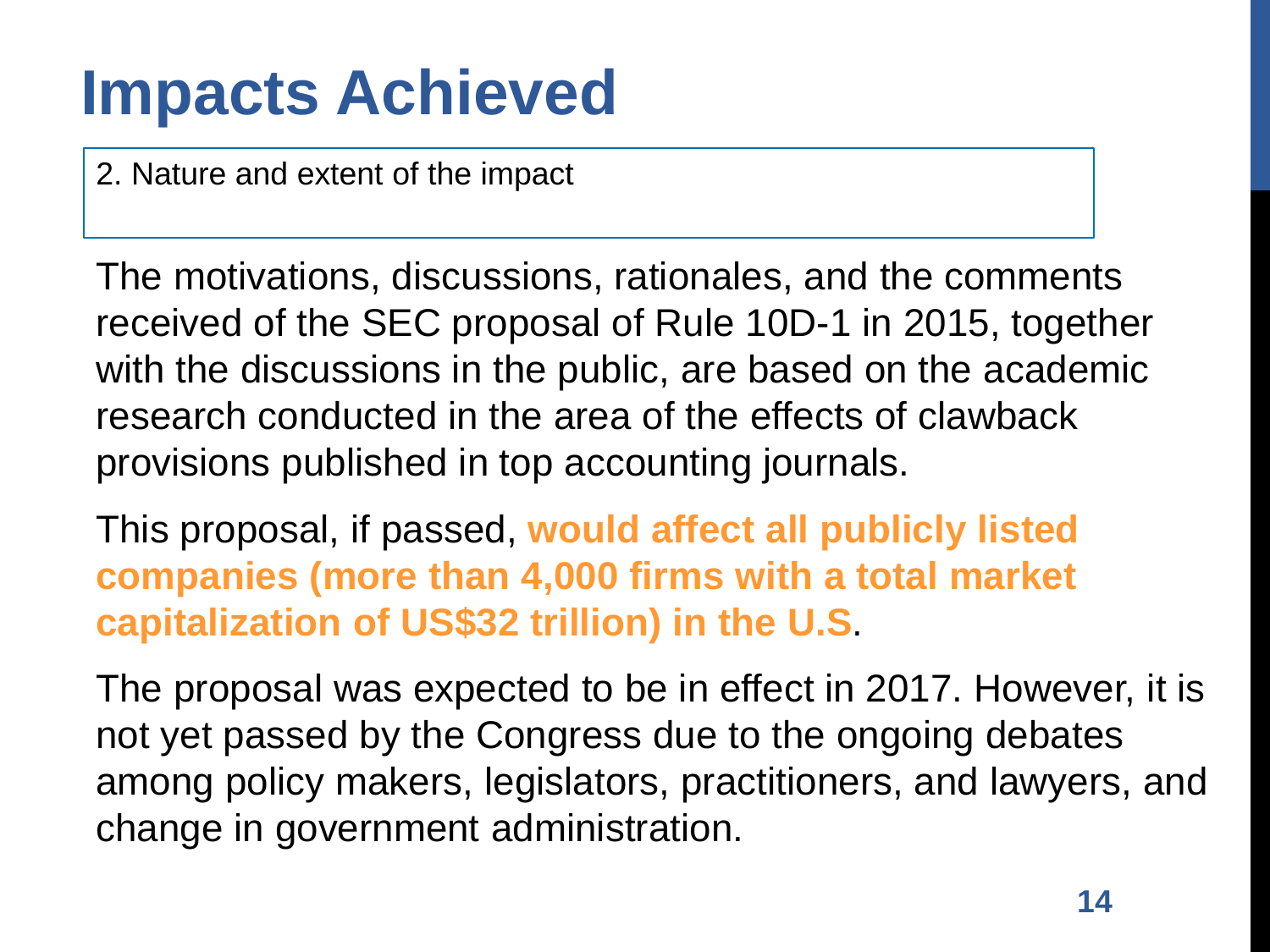# Impacts Achieved

2. Nature and extent of the impact

The motivations, discussions, rationales, and the comments received of the SEC proposal of Rule 10D-1 in 2015, together with the discussions in the public, are based on the academic research conducted in the area of the effects of clawback provisions published in top accounting journals.

This proposal, if passed, **would affect all publicly listed companies (more than 4,000 firms with a total market capitalization of US$32 trillion) in the U.S**.

The proposal was expected to be in effect in 2017. However, it is not yet passed by the Congress due to the ongoing debates among policy makers, legislators, practitioners, and lawyers, and change in government administration.